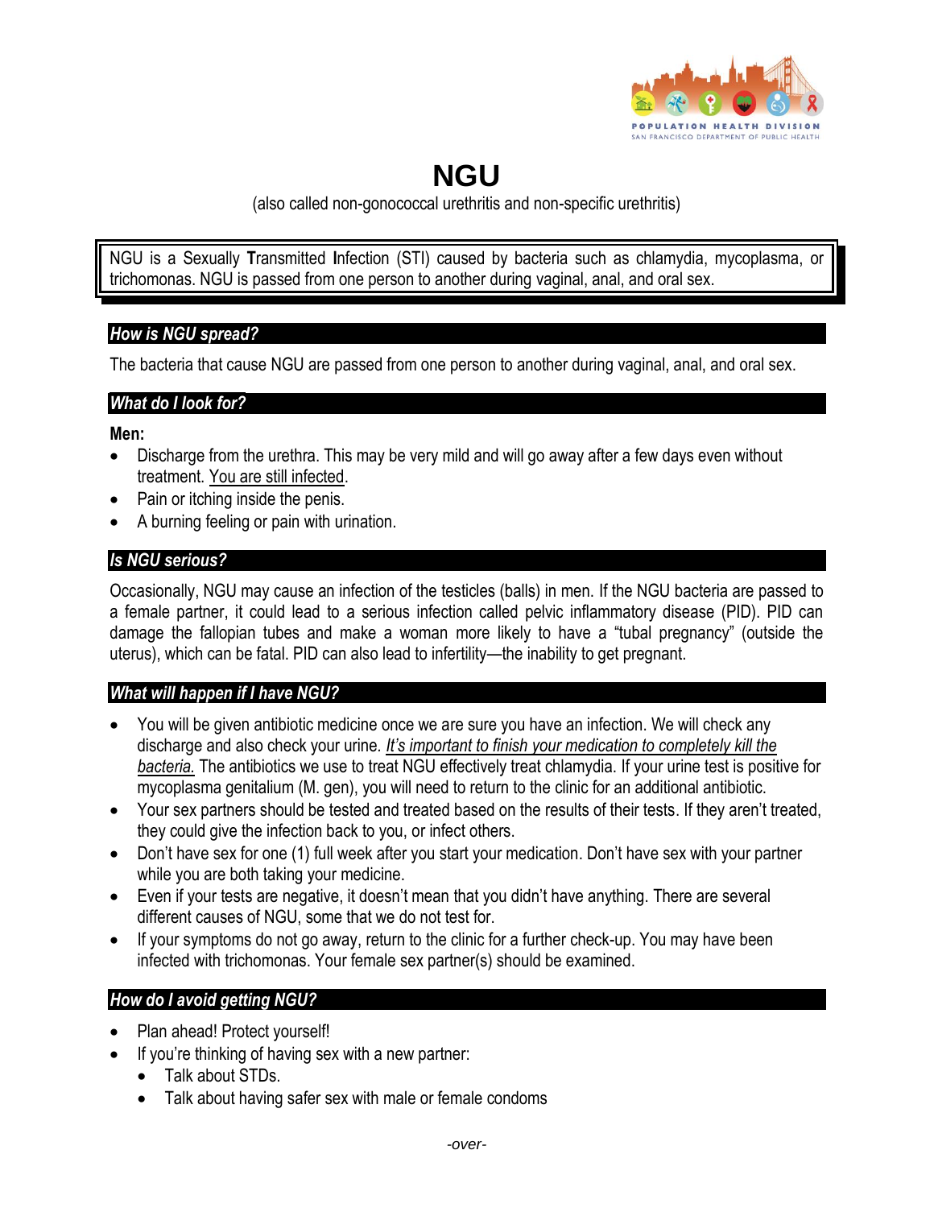# NGU

(also called non-gonococcal urethritis and non-specific urethritis)

NGU is a Sexually **T**ransmitted **I**nfection (STI) caused by bacteria such as chlamydia, mycoplasma, or trichomonas. NGU is passed from one person to another during vaginal, anal, and oral sex.

## *How is NGU spread?*

The bacteria that cause NGU are passed from one person to another during vaginal, anal, and oral sex.

## *What do I look for?*

**Men:**

- Discharge from the urethra. This may be very mild and will go away after a few days even without treatment. <u>You are still infected</u>.
- Pain or itching inside the penis.
- A burning feeling or pain with urination.

## *Is NGU serious?*

Occasionally, NGU may cause an infection of the testicles (balls) in men. If the NGU bacteria are passed to a female partner, it could lead to a serious infection called pelvic inflammatory disease (PID). PID can damage the fallopian tubes and make a woman more likely to have a "tubal pregnancy" (outside the uterus), which can be fatal. PID can also lead to infertility—the inability to get pregnant.

## *What will happen if I have NGU?*

- You will be given antibiotic medicine once we are sure you have an infection. We will check any discharge and also check your urine. *<u>It's important to finish your medication to completely kill the bacteria.</u>* The antibiotics we use to treat NGU effectively treat chlamydia. If your urine test is positive for mycoplasma genitalium (M. gen), you will need to return to the clinic for an additional antibiotic.
- Your sex partners should be tested and treated based on the results of their tests. If they aren't treated, they could give the infection back to you, or infect others.
- Don't have sex for one (1) full week after you start your medication. Don't have sex with your partner while you are both taking your medicine.
- Even if your tests are negative, it doesn't mean that you didn't have anything. There are several different causes of NGU, some that we do not test for.
- If your symptoms do not go away, return to the clinic for a further check-up. You may have been infected with trichomonas. Your female sex partner(s) should be examined.

## *How do I avoid getting NGU?*

- Plan ahead! Protect yourself!
- If you're thinking of having sex with a new partner:
  - Talk about STDs.
  - Talk about having safer sex with male or female condoms

*-over-*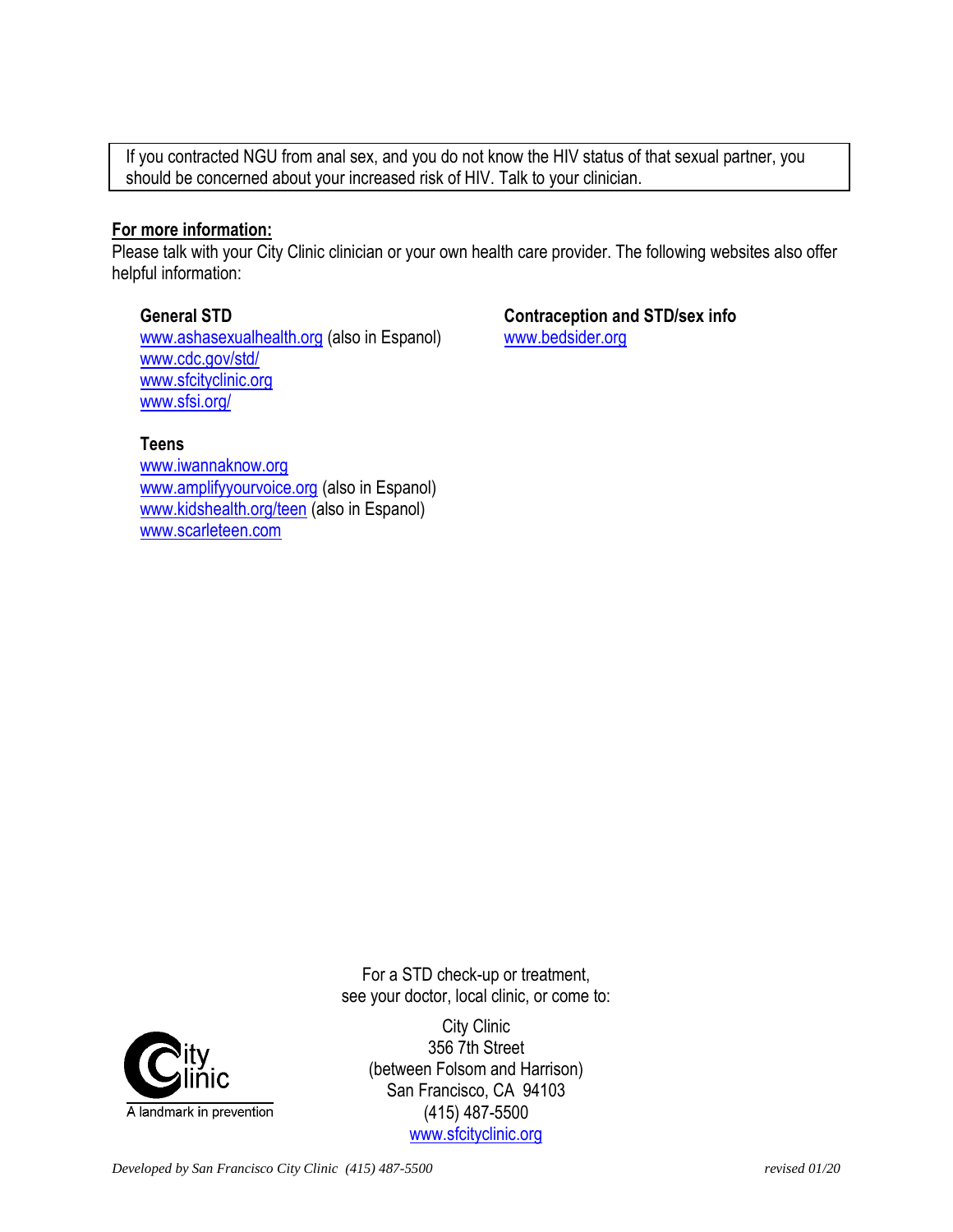If you contracted NGU from anal sex, and you do not know the HIV status of that sexual partner, you should be concerned about your increased risk of HIV. Talk to your clinician.

**For more information:**

Please talk with your City Clinic clinician or your own health care provider. The following websites also offer helpful information:

**General STD**

www.ashasexualhealth.org (also in Espanol)
www.cdc.gov/std/
www.sfcityclinic.org
www.sfsi.org/

**Teens**

www.iwannaknow.org
www.amplifyyourvoice.org (also in Espanol)
www.kidshealth.org/teen (also in Espanol)
www.scarleteen.com

**Contraception and STD/sex info**

www.bedsider.org

City Clinic
A landmark in prevention

For a STD check-up or treatment,
see your doctor, local clinic, or come to:

City Clinic
356 7th Street
(between Folsom and Harrison)
San Francisco, CA 94103
(415) 487-5500
www.sfcityclinic.org

*Developed by San Francisco City Clinic (415) 487-5500* *revised 01/20*